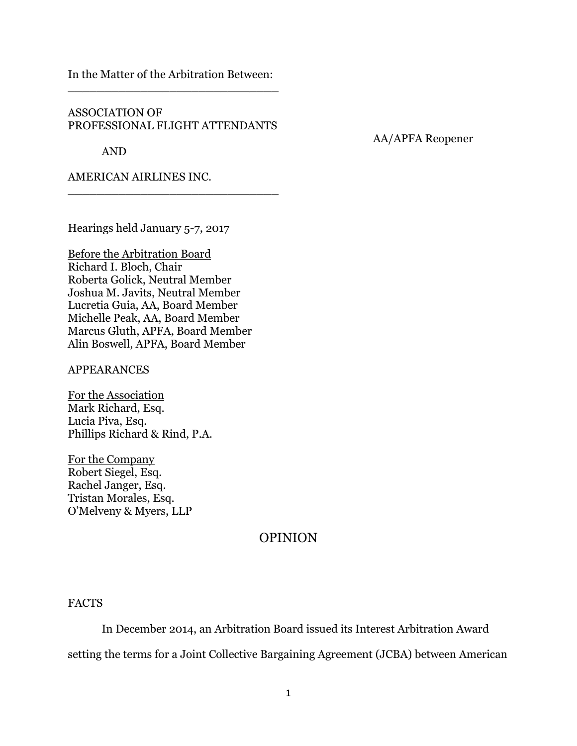In the Matter of the Arbitration Between:

---

ASSOCIATION OF
PROFESSIONAL FLIGHT ATTENDANTS

AND

AMERICAN AIRLINES INC.

---

AA/APFA Reopener

Hearings held January 5-7, 2017

Before the Arbitration Board
Richard I. Bloch, Chair
Roberta Golick, Neutral Member
Joshua M. Javits, Neutral Member
Lucretia Guia, AA, Board Member
Michelle Peak, AA, Board Member
Marcus Gluth, APFA, Board Member
Alin Boswell, APFA, Board Member

APPEARANCES

For the Association
Mark Richard, Esq.
Lucia Piva, Esq.
Phillips Richard & Rind, P.A.

For the Company
Robert Siegel, Esq.
Rachel Janger, Esq.
Tristan Morales, Esq.
O'Melveny & Myers, LLP

# OPINION

## FACTS

In December 2014, an Arbitration Board issued its Interest Arbitration Award setting the terms for a Joint Collective Bargaining Agreement (JCBA) between American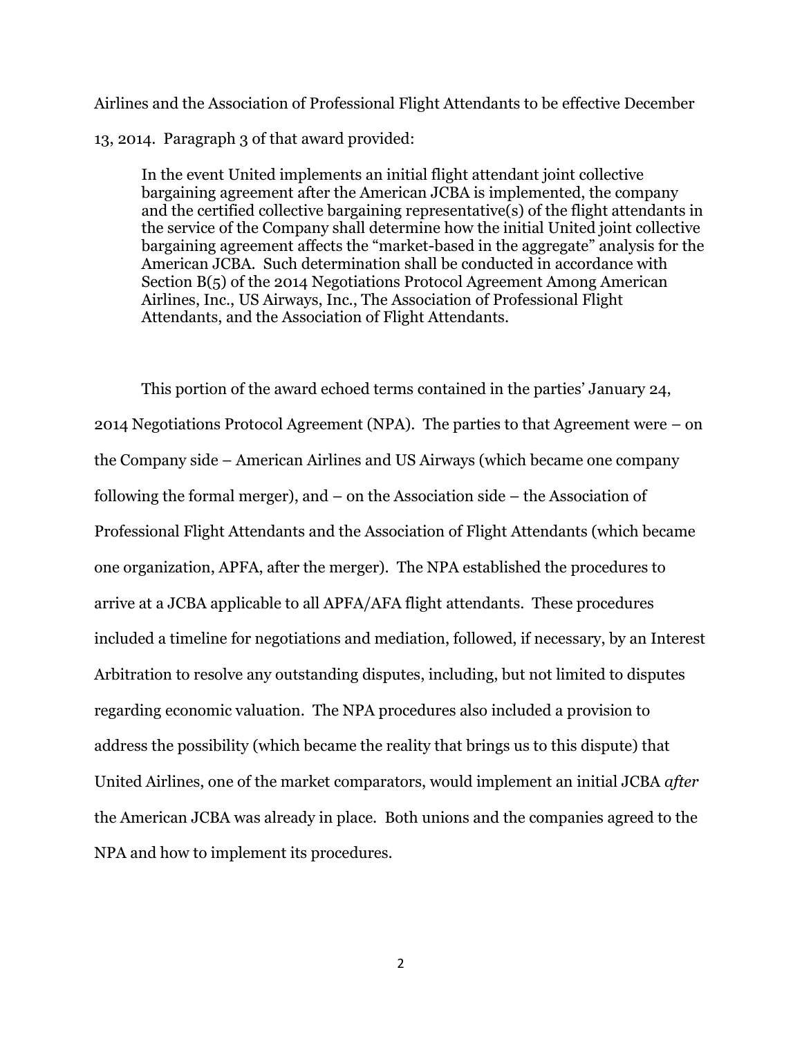Airlines and the Association of Professional Flight Attendants to be effective December 13, 2014. Paragraph 3 of that award provided:

> In the event United implements an initial flight attendant joint collective bargaining agreement after the American JCBA is implemented, the company and the certified collective bargaining representative(s) of the flight attendants in the service of the Company shall determine how the initial United joint collective bargaining agreement affects the "market-based in the aggregate" analysis for the American JCBA. Such determination shall be conducted in accordance with Section B(5) of the 2014 Negotiations Protocol Agreement Among American Airlines, Inc., US Airways, Inc., The Association of Professional Flight Attendants, and the Association of Flight Attendants.

This portion of the award echoed terms contained in the parties' January 24, 2014 Negotiations Protocol Agreement (NPA). The parties to that Agreement were – on the Company side – American Airlines and US Airways (which became one company following the formal merger), and – on the Association side – the Association of Professional Flight Attendants and the Association of Flight Attendants (which became one organization, APFA, after the merger). The NPA established the procedures to arrive at a JCBA applicable to all APFA/AFA flight attendants. These procedures included a timeline for negotiations and mediation, followed, if necessary, by an Interest Arbitration to resolve any outstanding disputes, including, but not limited to disputes regarding economic valuation. The NPA procedures also included a provision to address the possibility (which became the reality that brings us to this dispute) that United Airlines, one of the market comparators, would implement an initial JCBA *after* the American JCBA was already in place. Both unions and the companies agreed to the NPA and how to implement its procedures.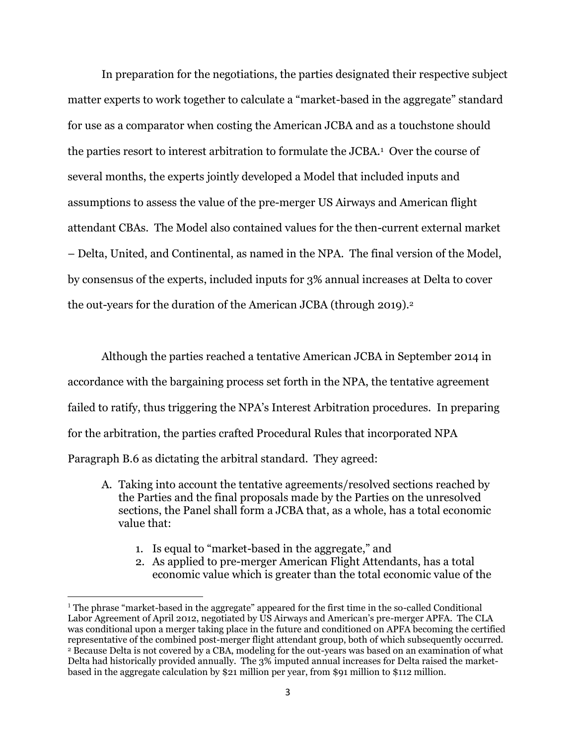In preparation for the negotiations, the parties designated their respective subject matter experts to work together to calculate a "market-based in the aggregate" standard for use as a comparator when costing the American JCBA and as a touchstone should the parties resort to interest arbitration to formulate the JCBA.[1] Over the course of several months, the experts jointly developed a Model that included inputs and assumptions to assess the value of the pre-merger US Airways and American flight attendant CBAs. The Model also contained values for the then-current external market – Delta, United, and Continental, as named in the NPA. The final version of the Model, by consensus of the experts, included inputs for 3% annual increases at Delta to cover the out-years for the duration of the American JCBA (through 2019).[2]

Although the parties reached a tentative American JCBA in September 2014 in accordance with the bargaining process set forth in the NPA, the tentative agreement failed to ratify, thus triggering the NPA's Interest Arbitration procedures. In preparing for the arbitration, the parties crafted Procedural Rules that incorporated NPA Paragraph B.6 as dictating the arbitral standard. They agreed:

> A. Taking into account the tentative agreements/resolved sections reached by the Parties and the final proposals made by the Parties on the unresolved sections, the Panel shall form a JCBA that, as a whole, has a total economic value that:
>
> 1. Is equal to "market-based in the aggregate," and
> 2. As applied to pre-merger American Flight Attendants, has a total economic value which is greater than the total economic value of the

[1] The phrase "market-based in the aggregate" appeared for the first time in the so-called Conditional Labor Agreement of April 2012, negotiated by US Airways and American's pre-merger APFA. The CLA was conditional upon a merger taking place in the future and conditioned on APFA becoming the certified representative of the combined post-merger flight attendant group, both of which subsequently occurred.

[2] Because Delta is not covered by a CBA, modeling for the out-years was based on an examination of what Delta had historically provided annually. The 3% imputed annual increases for Delta raised the market-based in the aggregate calculation by $21 million per year, from $91 million to $112 million.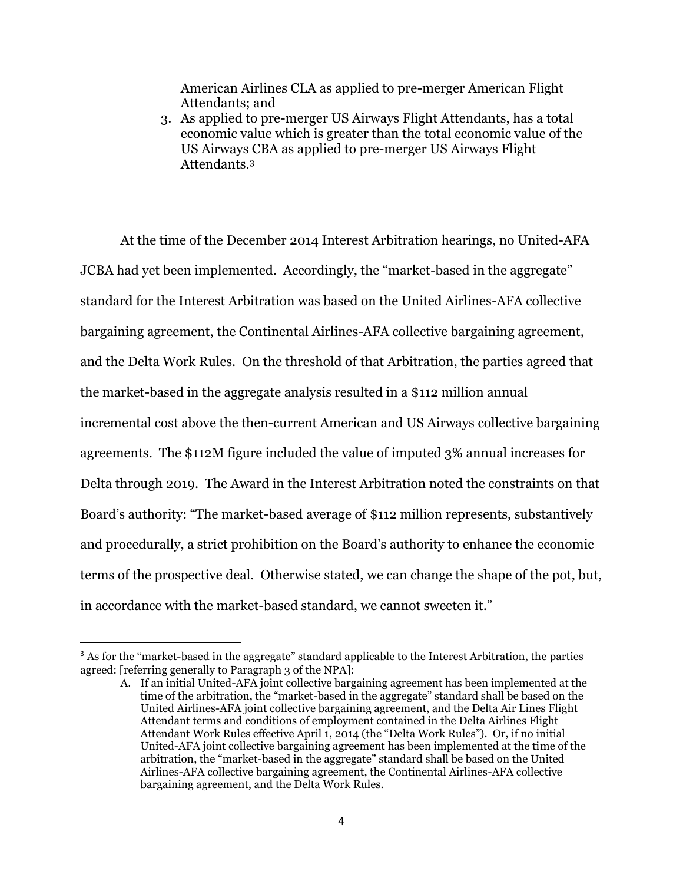American Airlines CLA as applied to pre-merger American Flight Attendants; and

3. As applied to pre-merger US Airways Flight Attendants, has a total economic value which is greater than the total economic value of the US Airways CBA as applied to pre-merger US Airways Flight Attendants.[3]

At the time of the December 2014 Interest Arbitration hearings, no United-AFA JCBA had yet been implemented. Accordingly, the "market-based in the aggregate" standard for the Interest Arbitration was based on the United Airlines-AFA collective bargaining agreement, the Continental Airlines-AFA collective bargaining agreement, and the Delta Work Rules. On the threshold of that Arbitration, the parties agreed that the market-based in the aggregate analysis resulted in a $112 million annual incremental cost above the then-current American and US Airways collective bargaining agreements. The $112M figure included the value of imputed 3% annual increases for Delta through 2019. The Award in the Interest Arbitration noted the constraints on that Board's authority: "The market-based average of $112 million represents, substantively and procedurally, a strict prohibition on the Board's authority to enhance the economic terms of the prospective deal. Otherwise stated, we can change the shape of the pot, but, in accordance with the market-based standard, we cannot sweeten it."

---

[3] As for the "market-based in the aggregate" standard applicable to the Interest Arbitration, the parties agreed: [referring generally to Paragraph 3 of the NPA]:

A. If an initial United-AFA joint collective bargaining agreement has been implemented at the time of the arbitration, the "market-based in the aggregate" standard shall be based on the United Airlines-AFA joint collective bargaining agreement, and the Delta Air Lines Flight Attendant terms and conditions of employment contained in the Delta Airlines Flight Attendant Work Rules effective April 1, 2014 (the "Delta Work Rules"). Or, if no initial United-AFA joint collective bargaining agreement has been implemented at the time of the arbitration, the "market-based in the aggregate" standard shall be based on the United Airlines-AFA collective bargaining agreement, the Continental Airlines-AFA collective bargaining agreement, and the Delta Work Rules.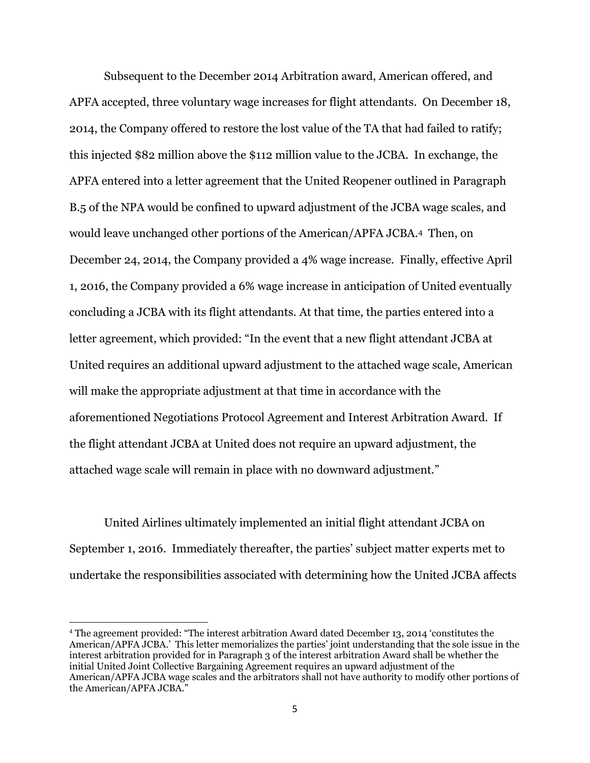Subsequent to the December 2014 Arbitration award, American offered, and APFA accepted, three voluntary wage increases for flight attendants. On December 18, 2014, the Company offered to restore the lost value of the TA that had failed to ratify; this injected $82 million above the $112 million value to the JCBA. In exchange, the APFA entered into a letter agreement that the United Reopener outlined in Paragraph B.5 of the NPA would be confined to upward adjustment of the JCBA wage scales, and would leave unchanged other portions of the American/APFA JCBA.[4] Then, on December 24, 2014, the Company provided a 4% wage increase. Finally, effective April 1, 2016, the Company provided a 6% wage increase in anticipation of United eventually concluding a JCBA with its flight attendants. At that time, the parties entered into a letter agreement, which provided: "In the event that a new flight attendant JCBA at United requires an additional upward adjustment to the attached wage scale, American will make the appropriate adjustment at that time in accordance with the aforementioned Negotiations Protocol Agreement and Interest Arbitration Award. If the flight attendant JCBA at United does not require an upward adjustment, the attached wage scale will remain in place with no downward adjustment."

United Airlines ultimately implemented an initial flight attendant JCBA on September 1, 2016. Immediately thereafter, the parties' subject matter experts met to undertake the responsibilities associated with determining how the United JCBA affects

---

[4] The agreement provided: "The interest arbitration Award dated December 13, 2014 'constitutes the American/APFA JCBA.' This letter memorializes the parties' joint understanding that the sole issue in the interest arbitration provided for in Paragraph 3 of the interest arbitration Award shall be whether the initial United Joint Collective Bargaining Agreement requires an upward adjustment of the American/APFA JCBA wage scales and the arbitrators shall not have authority to modify other portions of the American/APFA JCBA."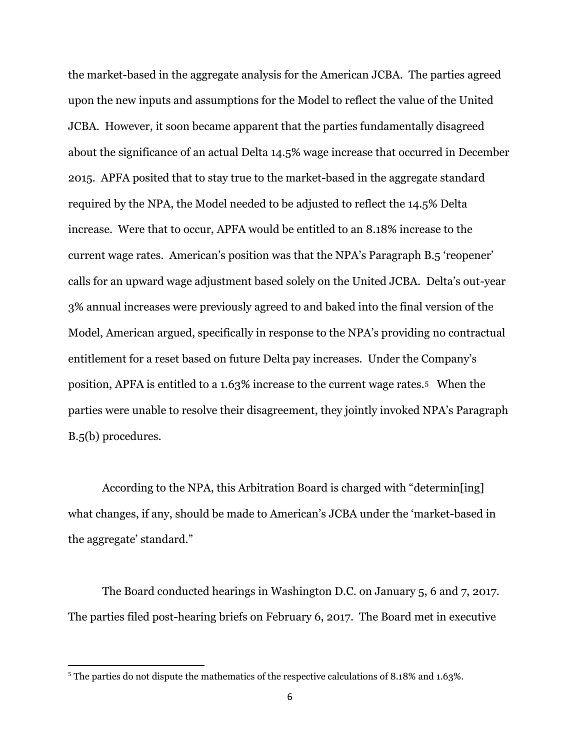the market-based in the aggregate analysis for the American JCBA. The parties agreed upon the new inputs and assumptions for the Model to reflect the value of the United JCBA. However, it soon became apparent that the parties fundamentally disagreed about the significance of an actual Delta 14.5% wage increase that occurred in December 2015. APFA posited that to stay true to the market-based in the aggregate standard required by the NPA, the Model needed to be adjusted to reflect the 14.5% Delta increase. Were that to occur, APFA would be entitled to an 8.18% increase to the current wage rates. American's position was that the NPA's Paragraph B.5 'reopener' calls for an upward wage adjustment based solely on the United JCBA. Delta's out-year 3% annual increases were previously agreed to and baked into the final version of the Model, American argued, specifically in response to the NPA's providing no contractual entitlement for a reset based on future Delta pay increases. Under the Company's position, APFA is entitled to a 1.63% increase to the current wage rates.[5] When the parties were unable to resolve their disagreement, they jointly invoked NPA's Paragraph B.5(b) procedures.

According to the NPA, this Arbitration Board is charged with "determin[ing] what changes, if any, should be made to American's JCBA under the 'market-based in the aggregate' standard."

The Board conducted hearings in Washington D.C. on January 5, 6 and 7, 2017. The parties filed post-hearing briefs on February 6, 2017. The Board met in executive

[5] The parties do not dispute the mathematics of the respective calculations of 8.18% and 1.63%.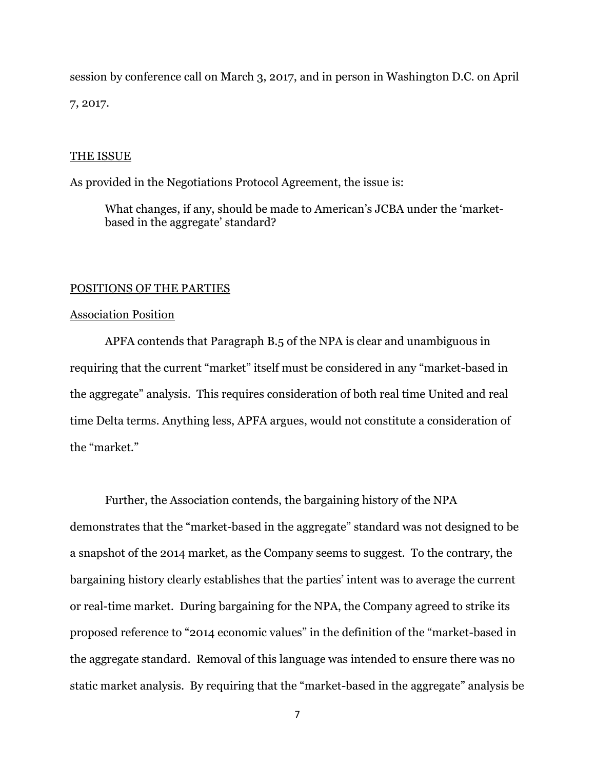session by conference call on March 3, 2017, and in person in Washington D.C. on April 7, 2017.

## THE ISSUE

As provided in the Negotiations Protocol Agreement, the issue is:

> What changes, if any, should be made to American's JCBA under the 'market-based in the aggregate' standard?

## POSITIONS OF THE PARTIES

### Association Position

APFA contends that Paragraph B.5 of the NPA is clear and unambiguous in requiring that the current "market" itself must be considered in any "market-based in the aggregate" analysis. This requires consideration of both real time United and real time Delta terms. Anything less, APFA argues, would not constitute a consideration of the "market."

Further, the Association contends, the bargaining history of the NPA demonstrates that the "market-based in the aggregate" standard was not designed to be a snapshot of the 2014 market, as the Company seems to suggest. To the contrary, the bargaining history clearly establishes that the parties' intent was to average the current or real-time market. During bargaining for the NPA, the Company agreed to strike its proposed reference to "2014 economic values" in the definition of the "market-based in the aggregate standard. Removal of this language was intended to ensure there was no static market analysis. By requiring that the "market-based in the aggregate" analysis be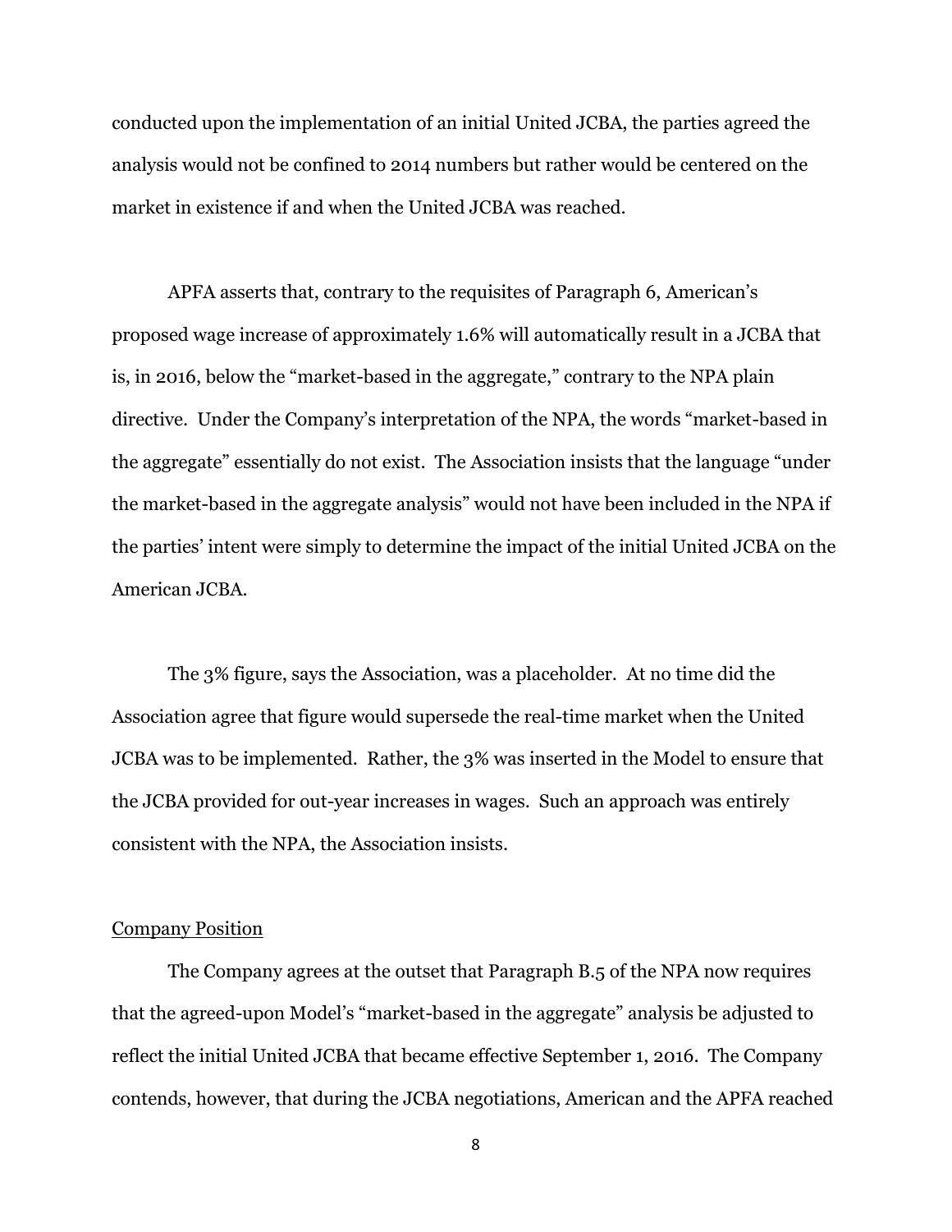conducted upon the implementation of an initial United JCBA, the parties agreed the analysis would not be confined to 2014 numbers but rather would be centered on the market in existence if and when the United JCBA was reached.

APFA asserts that, contrary to the requisites of Paragraph 6, American's proposed wage increase of approximately 1.6% will automatically result in a JCBA that is, in 2016, below the "market-based in the aggregate," contrary to the NPA plain directive. Under the Company's interpretation of the NPA, the words "market-based in the aggregate" essentially do not exist. The Association insists that the language "under the market-based in the aggregate analysis" would not have been included in the NPA if the parties' intent were simply to determine the impact of the initial United JCBA on the American JCBA.

The 3% figure, says the Association, was a placeholder. At no time did the Association agree that figure would supersede the real-time market when the United JCBA was to be implemented. Rather, the 3% was inserted in the Model to ensure that the JCBA provided for out-year increases in wages. Such an approach was entirely consistent with the NPA, the Association insists.

<u>Company Position</u>

The Company agrees at the outset that Paragraph B.5 of the NPA now requires that the agreed-upon Model's "market-based in the aggregate" analysis be adjusted to reflect the initial United JCBA that became effective September 1, 2016. The Company contends, however, that during the JCBA negotiations, American and the APFA reached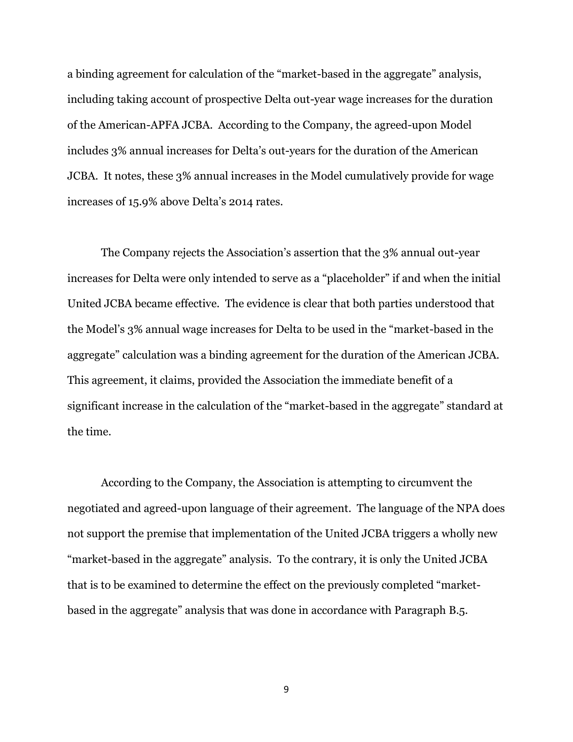a binding agreement for calculation of the "market-based in the aggregate" analysis, including taking account of prospective Delta out-year wage increases for the duration of the American-APFA JCBA. According to the Company, the agreed-upon Model includes 3% annual increases for Delta's out-years for the duration of the American JCBA. It notes, these 3% annual increases in the Model cumulatively provide for wage increases of 15.9% above Delta's 2014 rates.

The Company rejects the Association's assertion that the 3% annual out-year increases for Delta were only intended to serve as a "placeholder" if and when the initial United JCBA became effective. The evidence is clear that both parties understood that the Model's 3% annual wage increases for Delta to be used in the "market-based in the aggregate" calculation was a binding agreement for the duration of the American JCBA. This agreement, it claims, provided the Association the immediate benefit of a significant increase in the calculation of the "market-based in the aggregate" standard at the time.

According to the Company, the Association is attempting to circumvent the negotiated and agreed-upon language of their agreement. The language of the NPA does not support the premise that implementation of the United JCBA triggers a wholly new "market-based in the aggregate" analysis. To the contrary, it is only the United JCBA that is to be examined to determine the effect on the previously completed "market-based in the aggregate" analysis that was done in accordance with Paragraph B.5.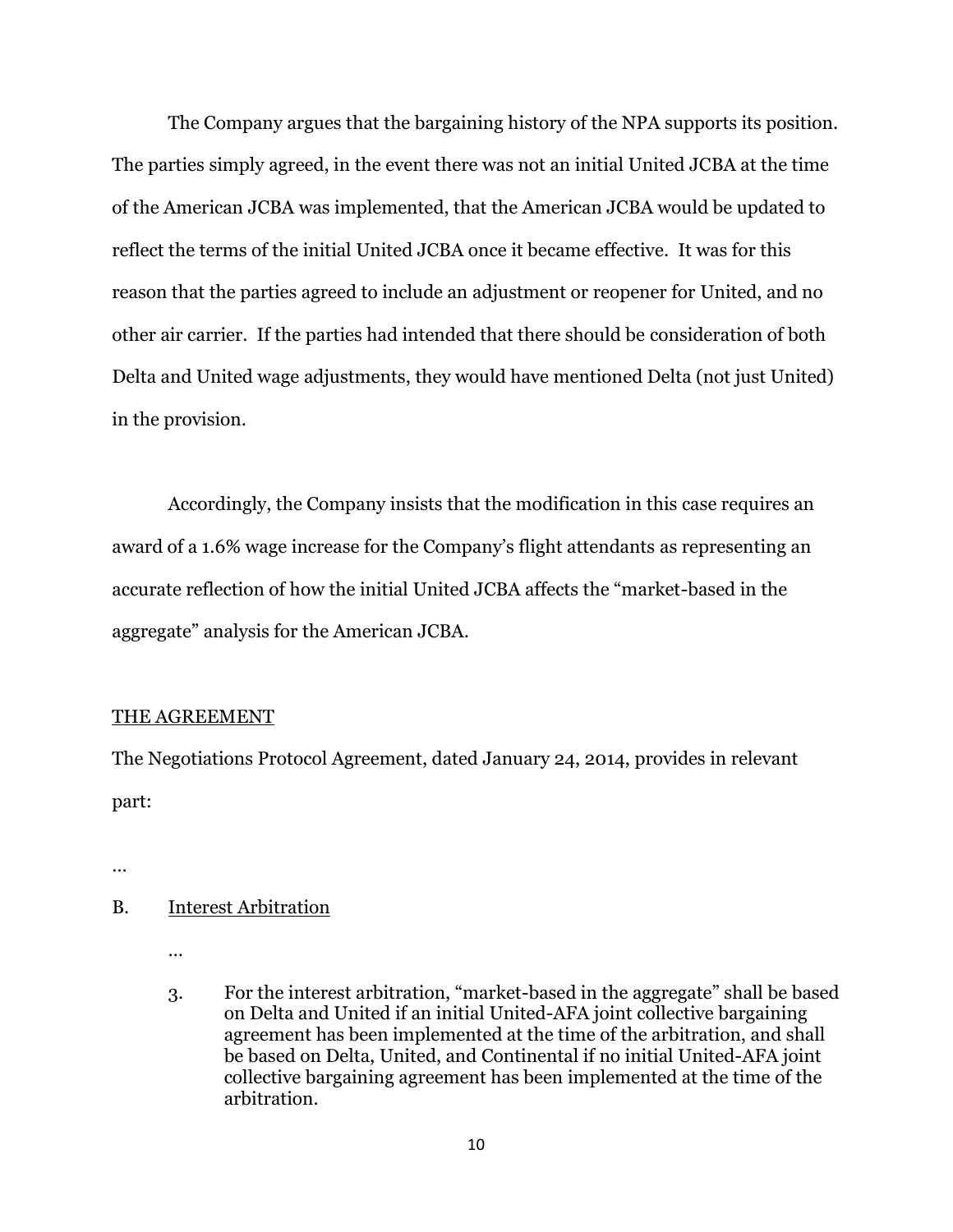The Company argues that the bargaining history of the NPA supports its position. The parties simply agreed, in the event there was not an initial United JCBA at the time of the American JCBA was implemented, that the American JCBA would be updated to reflect the terms of the initial United JCBA once it became effective. It was for this reason that the parties agreed to include an adjustment or reopener for United, and no other air carrier. If the parties had intended that there should be consideration of both Delta and United wage adjustments, they would have mentioned Delta (not just United) in the provision.

Accordingly, the Company insists that the modification in this case requires an award of a 1.6% wage increase for the Company's flight attendants as representing an accurate reflection of how the initial United JCBA affects the "market-based in the aggregate" analysis for the American JCBA.

THE AGREEMENT

The Negotiations Protocol Agreement, dated January 24, 2014, provides in relevant part:

…

B. Interest Arbitration

…

3. For the interest arbitration, "market-based in the aggregate" shall be based on Delta and United if an initial United-AFA joint collective bargaining agreement has been implemented at the time of the arbitration, and shall be based on Delta, United, and Continental if no initial United-AFA joint collective bargaining agreement has been implemented at the time of the arbitration.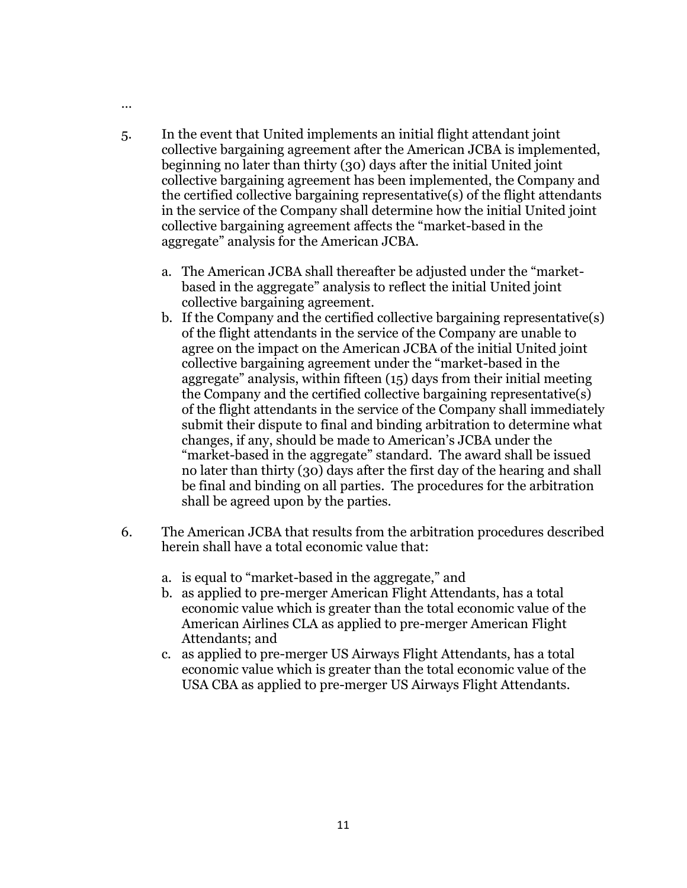…

5. In the event that United implements an initial flight attendant joint collective bargaining agreement after the American JCBA is implemented, beginning no later than thirty (30) days after the initial United joint collective bargaining agreement has been implemented, the Company and the certified collective bargaining representative(s) of the flight attendants in the service of the Company shall determine how the initial United joint collective bargaining agreement affects the "market-based in the aggregate" analysis for the American JCBA.

   a. The American JCBA shall thereafter be adjusted under the "market-based in the aggregate" analysis to reflect the initial United joint collective bargaining agreement.
   b. If the Company and the certified collective bargaining representative(s) of the flight attendants in the service of the Company are unable to agree on the impact on the American JCBA of the initial United joint collective bargaining agreement under the "market-based in the aggregate" analysis, within fifteen (15) days from their initial meeting the Company and the certified collective bargaining representative(s) of the flight attendants in the service of the Company shall immediately submit their dispute to final and binding arbitration to determine what changes, if any, should be made to American's JCBA under the "market-based in the aggregate" standard. The award shall be issued no later than thirty (30) days after the first day of the hearing and shall be final and binding on all parties. The procedures for the arbitration shall be agreed upon by the parties.

6. The American JCBA that results from the arbitration procedures described herein shall have a total economic value that:

   a. is equal to "market-based in the aggregate," and
   b. as applied to pre-merger American Flight Attendants, has a total economic value which is greater than the total economic value of the American Airlines CLA as applied to pre-merger American Flight Attendants; and
   c. as applied to pre-merger US Airways Flight Attendants, has a total economic value which is greater than the total economic value of the USA CBA as applied to pre-merger US Airways Flight Attendants.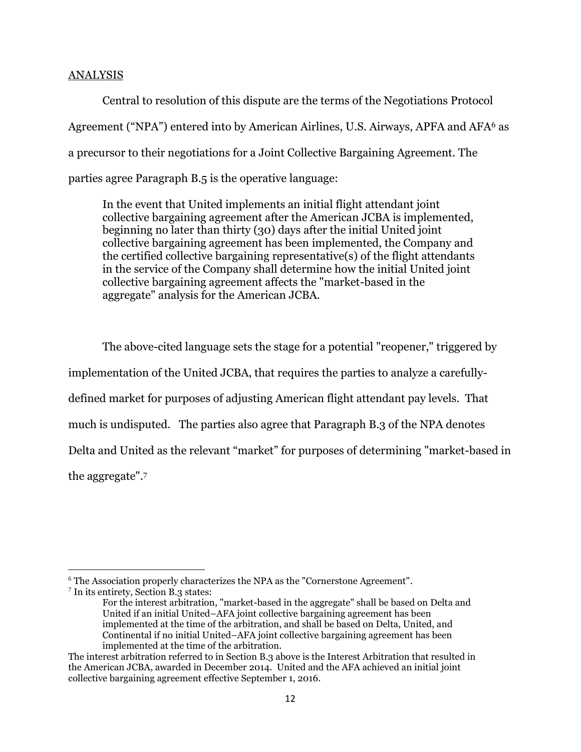ANALYSIS

Central to resolution of this dispute are the terms of the Negotiations Protocol Agreement ("NPA") entered into by American Airlines, U.S. Airways, APFA and AFA[6] as a precursor to their negotiations for a Joint Collective Bargaining Agreement. The parties agree Paragraph B.5 is the operative language:

> In the event that United implements an initial flight attendant joint collective bargaining agreement after the American JCBA is implemented, beginning no later than thirty (30) days after the initial United joint collective bargaining agreement has been implemented, the Company and the certified collective bargaining representative(s) of the flight attendants in the service of the Company shall determine how the initial United joint collective bargaining agreement affects the "market-based in the aggregate" analysis for the American JCBA.

The above-cited language sets the stage for a potential "reopener," triggered by implementation of the United JCBA, that requires the parties to analyze a carefully-defined market for purposes of adjusting American flight attendant pay levels. That much is undisputed. The parties also agree that Paragraph B.3 of the NPA denotes Delta and United as the relevant "market" for purposes of determining "market-based in the aggregate".[7]

---

[6] The Association properly characterizes the NPA as the "Cornerstone Agreement".

[7] In its entirety, Section B.3 states:

> For the interest arbitration, "market-based in the aggregate" shall be based on Delta and United if an initial United–AFA joint collective bargaining agreement has been implemented at the time of the arbitration, and shall be based on Delta, United, and Continental if no initial United–AFA joint collective bargaining agreement has been implemented at the time of the arbitration.

The interest arbitration referred to in Section B.3 above is the Interest Arbitration that resulted in the American JCBA, awarded in December 2014. United and the AFA achieved an initial joint collective bargaining agreement effective September 1, 2016.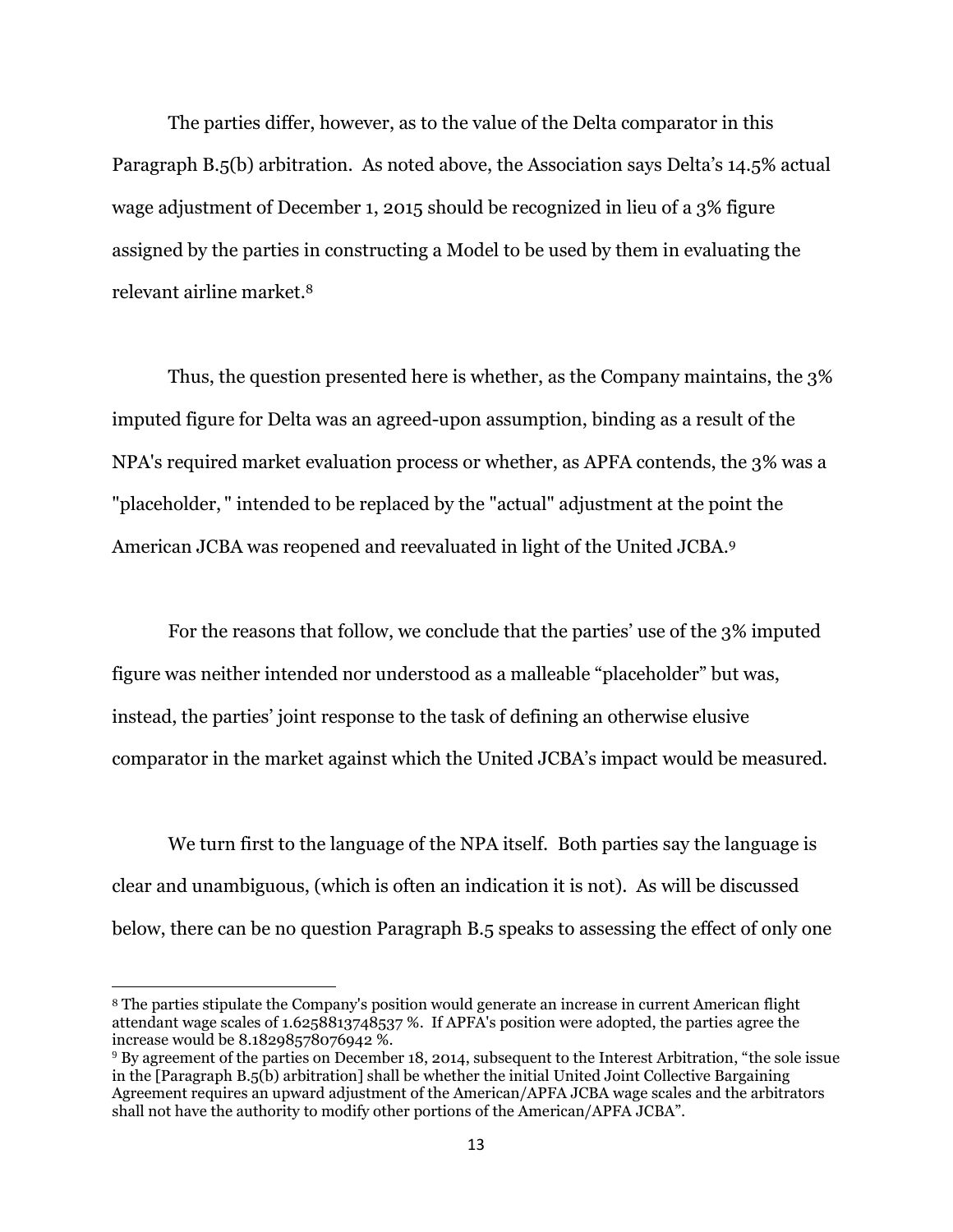The parties differ, however, as to the value of the Delta comparator in this Paragraph B.5(b) arbitration. As noted above, the Association says Delta's 14.5% actual wage adjustment of December 1, 2015 should be recognized in lieu of a 3% figure assigned by the parties in constructing a Model to be used by them in evaluating the relevant airline market.[8]

Thus, the question presented here is whether, as the Company maintains, the 3% imputed figure for Delta was an agreed-upon assumption, binding as a result of the NPA's required market evaluation process or whether, as APFA contends, the 3% was a "placeholder, " intended to be replaced by the "actual" adjustment at the point the American JCBA was reopened and reevaluated in light of the United JCBA.[9]

For the reasons that follow, we conclude that the parties' use of the 3% imputed figure was neither intended nor understood as a malleable "placeholder" but was, instead, the parties' joint response to the task of defining an otherwise elusive comparator in the market against which the United JCBA's impact would be measured.

We turn first to the language of the NPA itself. Both parties say the language is clear and unambiguous, (which is often an indication it is not). As will be discussed below, there can be no question Paragraph B.5 speaks to assessing the effect of only one

---

[8] The parties stipulate the Company's position would generate an increase in current American flight attendant wage scales of 1.6258813748537 %. If APFA's position were adopted, the parties agree the increase would be 8.18298578076942 %.

[9] By agreement of the parties on December 18, 2014, subsequent to the Interest Arbitration, "the sole issue in the [Paragraph B.5(b) arbitration] shall be whether the initial United Joint Collective Bargaining Agreement requires an upward adjustment of the American/APFA JCBA wage scales and the arbitrators shall not have the authority to modify other portions of the American/APFA JCBA".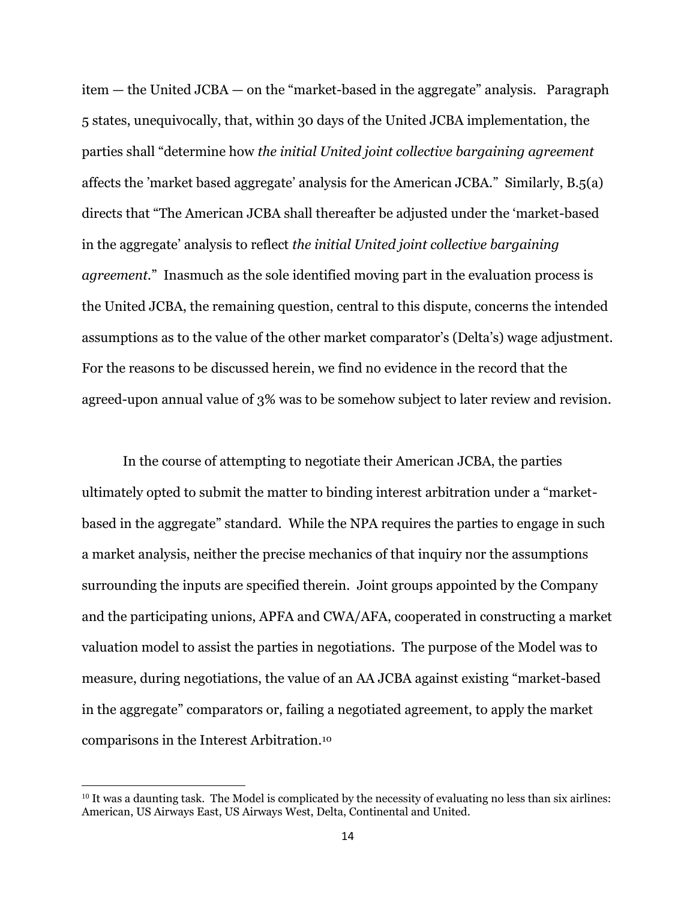item — the United JCBA — on the "market-based in the aggregate" analysis. Paragraph 5 states, unequivocally, that, within 30 days of the United JCBA implementation, the parties shall "determine how *the initial United joint collective bargaining agreement* affects the 'market based aggregate' analysis for the American JCBA." Similarly, B.5(a) directs that "The American JCBA shall thereafter be adjusted under the 'market-based in the aggregate' analysis to reflect *the initial United joint collective bargaining agreement.*" Inasmuch as the sole identified moving part in the evaluation process is the United JCBA, the remaining question, central to this dispute, concerns the intended assumptions as to the value of the other market comparator's (Delta's) wage adjustment. For the reasons to be discussed herein, we find no evidence in the record that the agreed-upon annual value of 3% was to be somehow subject to later review and revision.

In the course of attempting to negotiate their American JCBA, the parties ultimately opted to submit the matter to binding interest arbitration under a "market-based in the aggregate" standard. While the NPA requires the parties to engage in such a market analysis, neither the precise mechanics of that inquiry nor the assumptions surrounding the inputs are specified therein. Joint groups appointed by the Company and the participating unions, APFA and CWA/AFA, cooperated in constructing a market valuation model to assist the parties in negotiations. The purpose of the Model was to measure, during negotiations, the value of an AA JCBA against existing "market-based in the aggregate" comparators or, failing a negotiated agreement, to apply the market comparisons in the Interest Arbitration.[10]

[10] It was a daunting task. The Model is complicated by the necessity of evaluating no less than six airlines: American, US Airways East, US Airways West, Delta, Continental and United.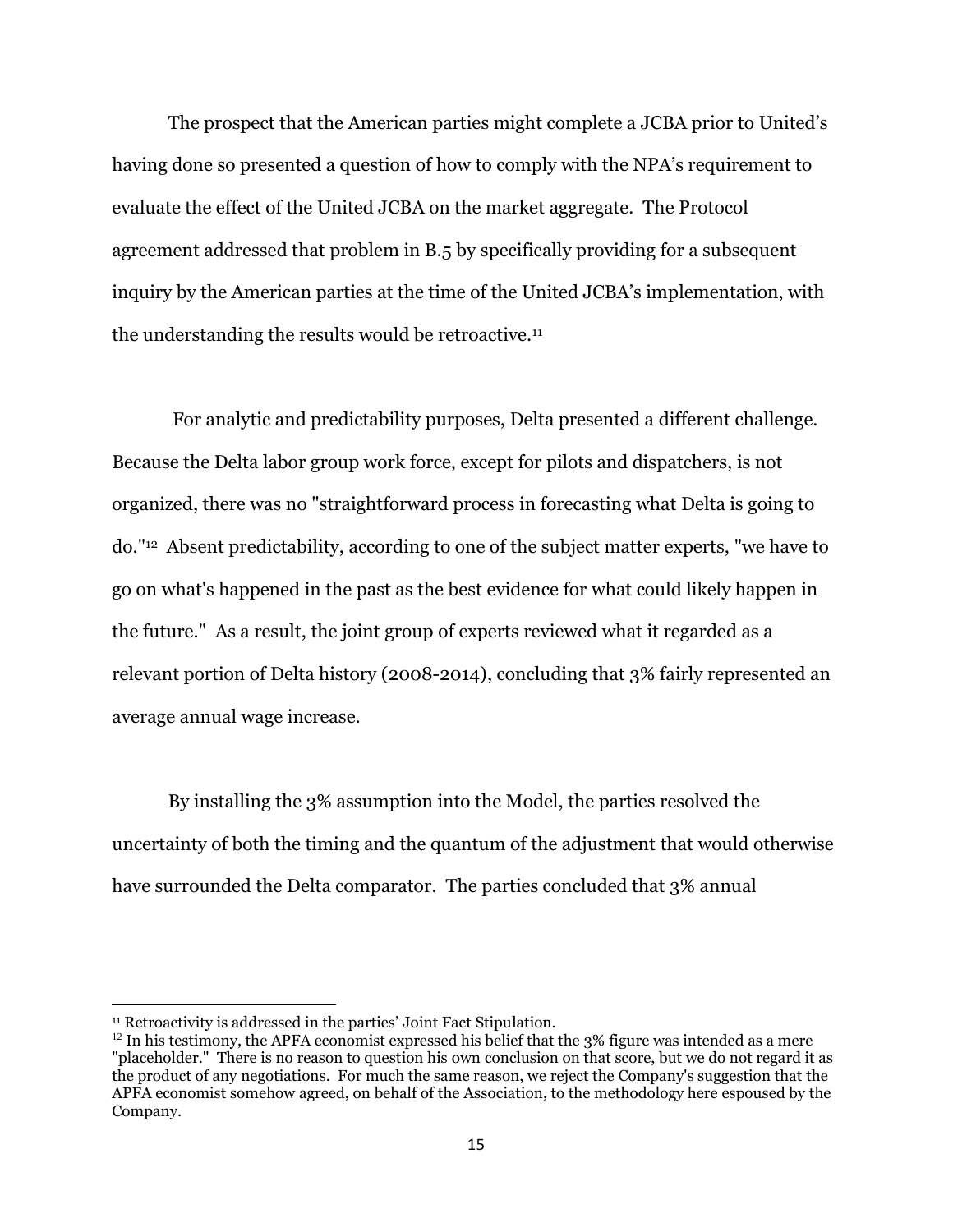The prospect that the American parties might complete a JCBA prior to United's having done so presented a question of how to comply with the NPA's requirement to evaluate the effect of the United JCBA on the market aggregate. The Protocol agreement addressed that problem in B.5 by specifically providing for a subsequent inquiry by the American parties at the time of the United JCBA's implementation, with the understanding the results would be retroactive.[11]

For analytic and predictability purposes, Delta presented a different challenge. Because the Delta labor group work force, except for pilots and dispatchers, is not organized, there was no "straightforward process in forecasting what Delta is going to do."[12] Absent predictability, according to one of the subject matter experts, "we have to go on what's happened in the past as the best evidence for what could likely happen in the future." As a result, the joint group of experts reviewed what it regarded as a relevant portion of Delta history (2008-2014), concluding that 3% fairly represented an average annual wage increase.

By installing the 3% assumption into the Model, the parties resolved the uncertainty of both the timing and the quantum of the adjustment that would otherwise have surrounded the Delta comparator. The parties concluded that 3% annual

---

[11] Retroactivity is addressed in the parties' Joint Fact Stipulation.

[12] In his testimony, the APFA economist expressed his belief that the 3% figure was intended as a mere "placeholder." There is no reason to question his own conclusion on that score, but we do not regard it as the product of any negotiations. For much the same reason, we reject the Company's suggestion that the APFA economist somehow agreed, on behalf of the Association, to the methodology here espoused by the Company.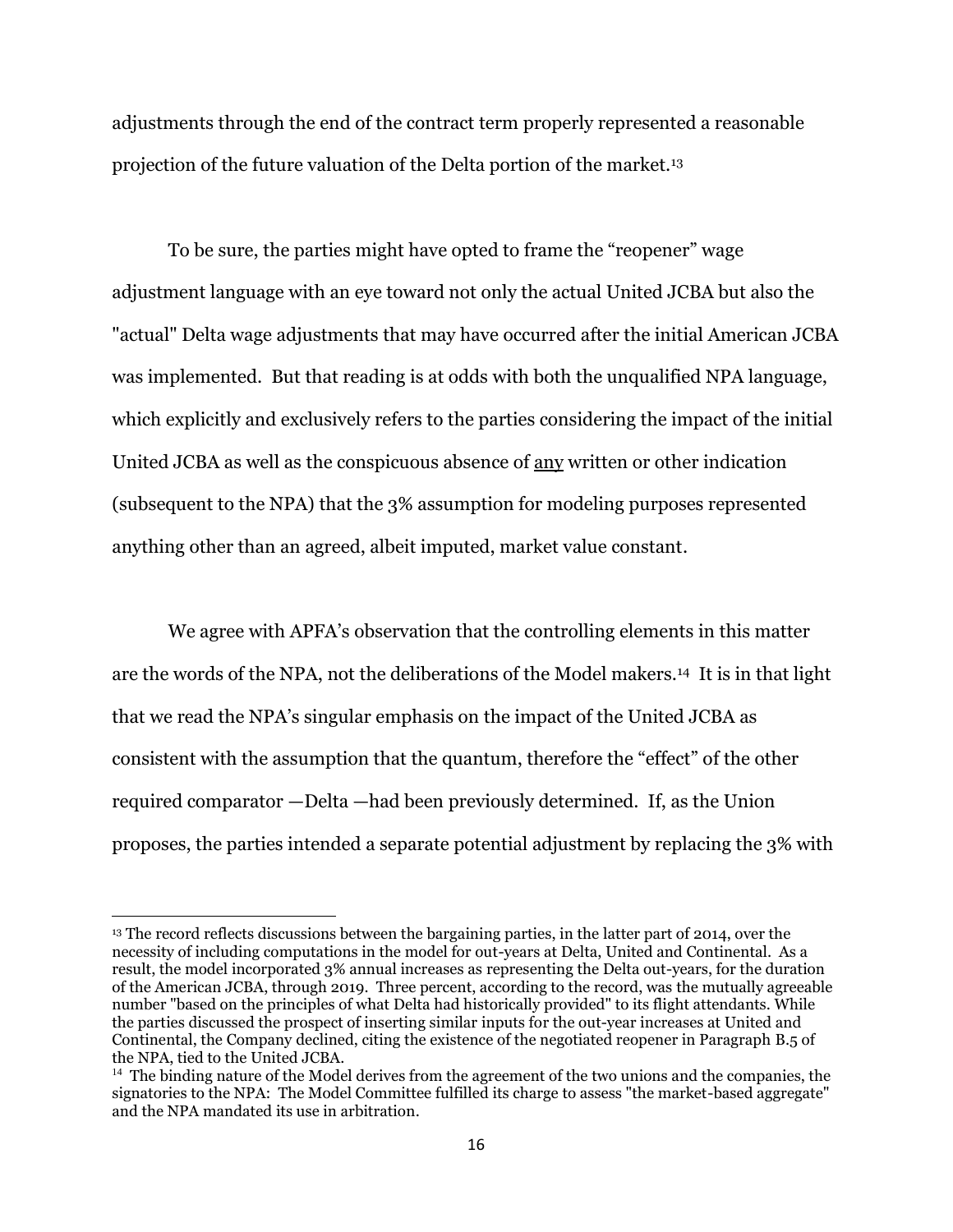adjustments through the end of the contract term properly represented a reasonable projection of the future valuation of the Delta portion of the market.[13]

To be sure, the parties might have opted to frame the "reopener" wage adjustment language with an eye toward not only the actual United JCBA but also the "actual" Delta wage adjustments that may have occurred after the initial American JCBA was implemented. But that reading is at odds with both the unqualified NPA language, which explicitly and exclusively refers to the parties considering the impact of the initial United JCBA as well as the conspicuous absence of <u>any</u> written or other indication (subsequent to the NPA) that the 3% assumption for modeling purposes represented anything other than an agreed, albeit imputed, market value constant.

We agree with APFA's observation that the controlling elements in this matter are the words of the NPA, not the deliberations of the Model makers.[14] It is in that light that we read the NPA's singular emphasis on the impact of the United JCBA as consistent with the assumption that the quantum, therefore the "effect" of the other required comparator —Delta —had been previously determined. If, as the Union proposes, the parties intended a separate potential adjustment by replacing the 3% with

---

[13] The record reflects discussions between the bargaining parties, in the latter part of 2014, over the necessity of including computations in the model for out-years at Delta, United and Continental. As a result, the model incorporated 3% annual increases as representing the Delta out-years, for the duration of the American JCBA, through 2019. Three percent, according to the record, was the mutually agreeable number "based on the principles of what Delta had historically provided" to its flight attendants. While the parties discussed the prospect of inserting similar inputs for the out-year increases at United and Continental, the Company declined, citing the existence of the negotiated reopener in Paragraph B.5 of the NPA, tied to the United JCBA.

[14] The binding nature of the Model derives from the agreement of the two unions and the companies, the signatories to the NPA: The Model Committee fulfilled its charge to assess "the market-based aggregate" and the NPA mandated its use in arbitration.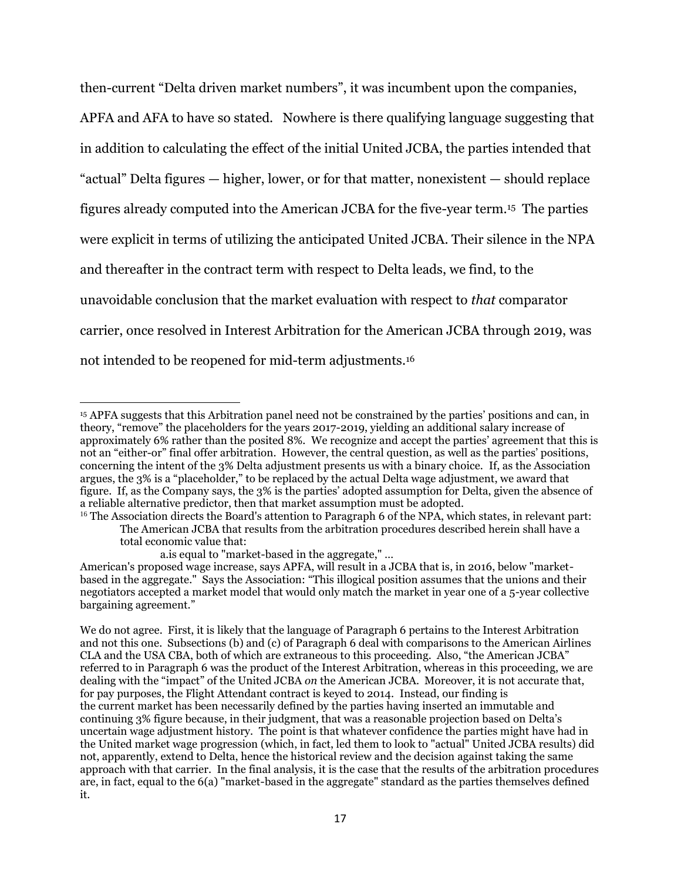then-current "Delta driven market numbers", it was incumbent upon the companies, APFA and AFA to have so stated. Nowhere is there qualifying language suggesting that in addition to calculating the effect of the initial United JCBA, the parties intended that "actual" Delta figures — higher, lower, or for that matter, nonexistent — should replace figures already computed into the American JCBA for the five-year term.[15] The parties were explicit in terms of utilizing the anticipated United JCBA. Their silence in the NPA and thereafter in the contract term with respect to Delta leads, we find, to the unavoidable conclusion that the market evaluation with respect to *that* comparator carrier, once resolved in Interest Arbitration for the American JCBA through 2019, was not intended to be reopened for mid-term adjustments.[16]

---

[15] APFA suggests that this Arbitration panel need not be constrained by the parties' positions and can, in theory, "remove" the placeholders for the years 2017-2019, yielding an additional salary increase of approximately 6% rather than the posited 8%. We recognize and accept the parties' agreement that this is not an "either-or" final offer arbitration. However, the central question, as well as the parties' positions, concerning the intent of the 3% Delta adjustment presents us with a binary choice. If, as the Association argues, the 3% is a "placeholder," to be replaced by the actual Delta wage adjustment, we award that figure. If, as the Company says, the 3% is the parties' adopted assumption for Delta, given the absence of a reliable alternative predictor, then that market assumption must be adopted.

[16] The Association directs the Board's attention to Paragraph 6 of the NPA, which states, in relevant part:

> The American JCBA that results from the arbitration procedures described herein shall have a total economic value that:
>
> a.is equal to "market-based in the aggregate," …

American's proposed wage increase, says APFA, will result in a JCBA that is, in 2016, below "market-based in the aggregate." Says the Association: "This illogical position assumes that the unions and their negotiators accepted a market model that would only match the market in year one of a 5-year collective bargaining agreement."

We do not agree. First, it is likely that the language of Paragraph 6 pertains to the Interest Arbitration and not this one. Subsections (b) and (c) of Paragraph 6 deal with comparisons to the American Airlines CLA and the USA CBA, both of which are extraneous to this proceeding. Also, "the American JCBA" referred to in Paragraph 6 was the product of the Interest Arbitration, whereas in this proceeding, we are dealing with the "impact" of the United JCBA *on* the American JCBA. Moreover, it is not accurate that, for pay purposes, the Flight Attendant contract is keyed to 2014. Instead, our finding is the current market has been necessarily defined by the parties having inserted an immutable and continuing 3% figure because, in their judgment, that was a reasonable projection based on Delta's uncertain wage adjustment history. The point is that whatever confidence the parties might have had in the United market wage progression (which, in fact, led them to look to "actual" United JCBA results) did not, apparently, extend to Delta, hence the historical review and the decision against taking the same approach with that carrier. In the final analysis, it is the case that the results of the arbitration procedures are, in fact, equal to the 6(a) "market-based in the aggregate" standard as the parties themselves defined it.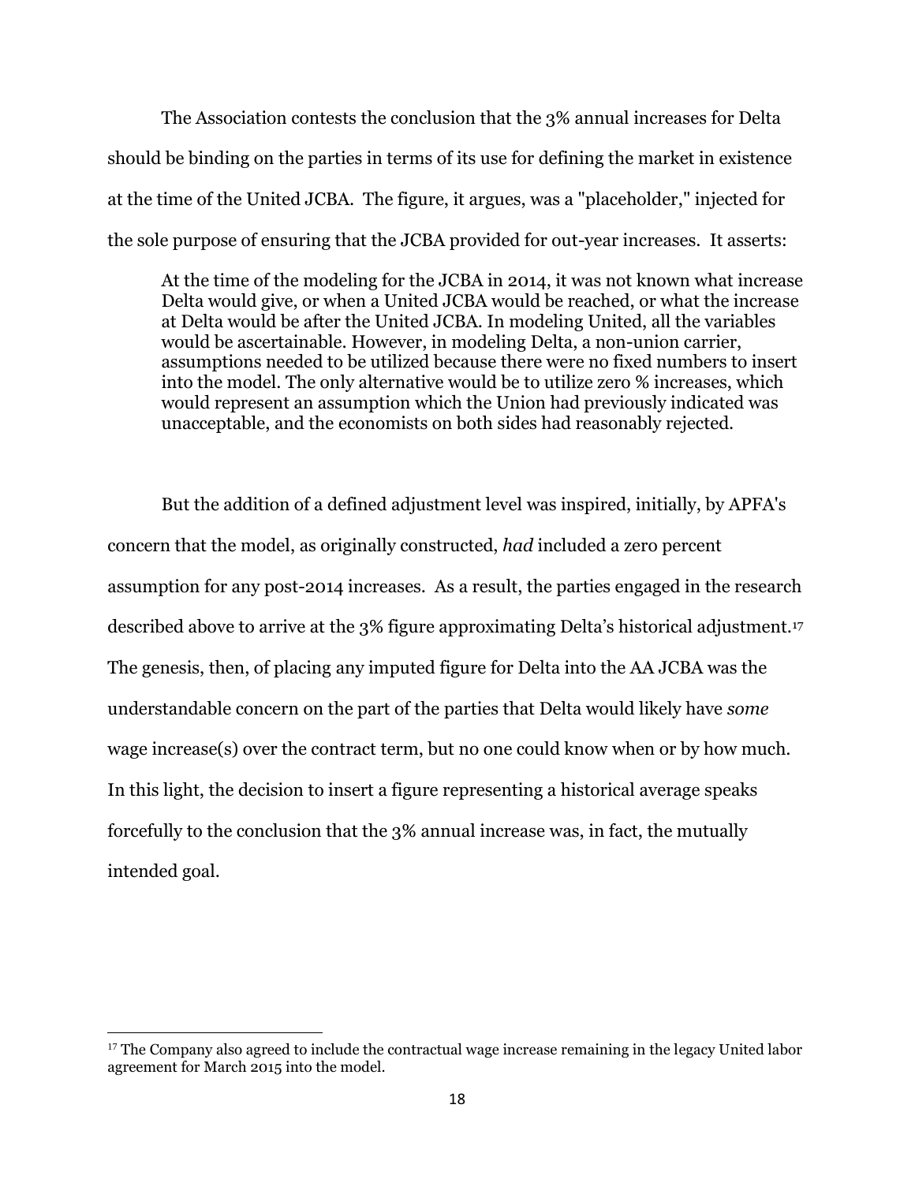The Association contests the conclusion that the 3% annual increases for Delta should be binding on the parties in terms of its use for defining the market in existence at the time of the United JCBA. The figure, it argues, was a "placeholder," injected for the sole purpose of ensuring that the JCBA provided for out-year increases. It asserts:

> At the time of the modeling for the JCBA in 2014, it was not known what increase Delta would give, or when a United JCBA would be reached, or what the increase at Delta would be after the United JCBA. In modeling United, all the variables would be ascertainable. However, in modeling Delta, a non-union carrier, assumptions needed to be utilized because there were no fixed numbers to insert into the model. The only alternative would be to utilize zero % increases, which would represent an assumption which the Union had previously indicated was unacceptable, and the economists on both sides had reasonably rejected.

But the addition of a defined adjustment level was inspired, initially, by APFA's concern that the model, as originally constructed, *had* included a zero percent assumption for any post-2014 increases. As a result, the parties engaged in the research described above to arrive at the 3% figure approximating Delta's historical adjustment.[17] The genesis, then, of placing any imputed figure for Delta into the AA JCBA was the understandable concern on the part of the parties that Delta would likely have *some* wage increase(s) over the contract term, but no one could know when or by how much. In this light, the decision to insert a figure representing a historical average speaks forcefully to the conclusion that the 3% annual increase was, in fact, the mutually intended goal.

---

[17] The Company also agreed to include the contractual wage increase remaining in the legacy United labor agreement for March 2015 into the model.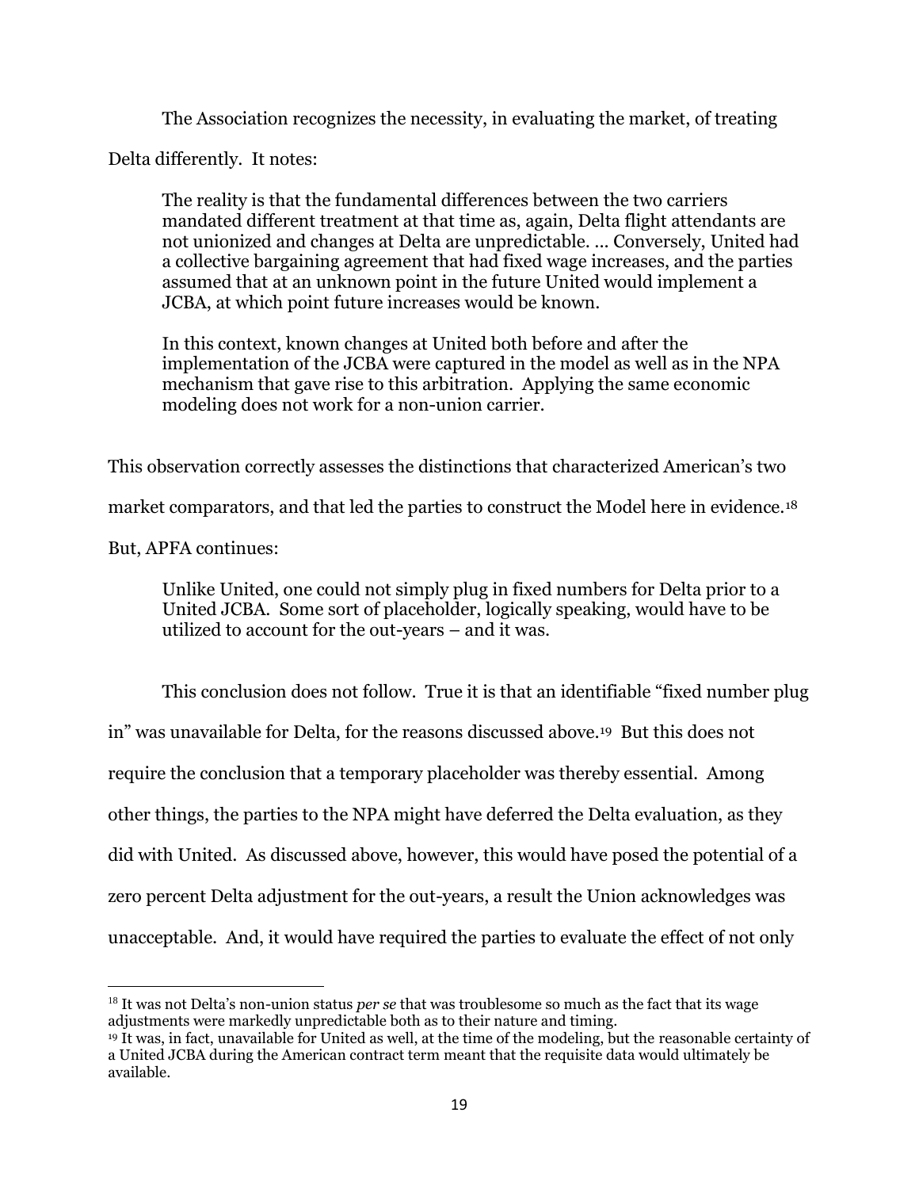The Association recognizes the necessity, in evaluating the market, of treating Delta differently. It notes:

> The reality is that the fundamental differences between the two carriers mandated different treatment at that time as, again, Delta flight attendants are not unionized and changes at Delta are unpredictable. ... Conversely, United had a collective bargaining agreement that had fixed wage increases, and the parties assumed that at an unknown point in the future United would implement a JCBA, at which point future increases would be known.
>
> In this context, known changes at United both before and after the implementation of the JCBA were captured in the model as well as in the NPA mechanism that gave rise to this arbitration. Applying the same economic modeling does not work for a non-union carrier.

This observation correctly assesses the distinctions that characterized American's two market comparators, and that led the parties to construct the Model here in evidence.[18]

But, APFA continues:

> Unlike United, one could not simply plug in fixed numbers for Delta prior to a United JCBA. Some sort of placeholder, logically speaking, would have to be utilized to account for the out-years – and it was.

This conclusion does not follow. True it is that an identifiable "fixed number plug in" was unavailable for Delta, for the reasons discussed above.[19] But this does not require the conclusion that a temporary placeholder was thereby essential. Among other things, the parties to the NPA might have deferred the Delta evaluation, as they did with United. As discussed above, however, this would have posed the potential of a zero percent Delta adjustment for the out-years, a result the Union acknowledges was unacceptable. And, it would have required the parties to evaluate the effect of not only

---

[18] It was not Delta's non-union status *per se* that was troublesome so much as the fact that its wage adjustments were markedly unpredictable both as to their nature and timing.

[19] It was, in fact, unavailable for United as well, at the time of the modeling, but the reasonable certainty of a United JCBA during the American contract term meant that the requisite data would ultimately be available.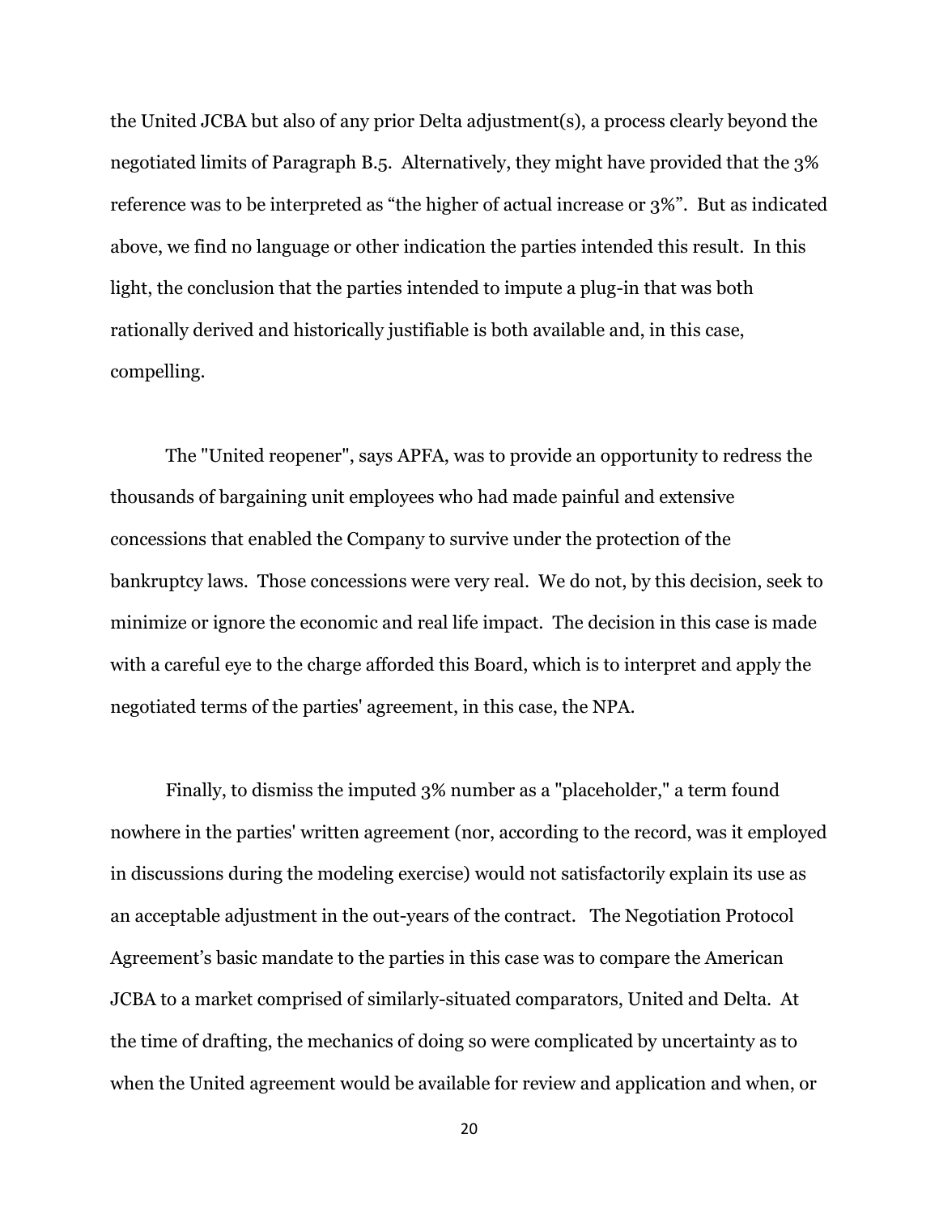the United JCBA but also of any prior Delta adjustment(s), a process clearly beyond the negotiated limits of Paragraph B.5. Alternatively, they might have provided that the 3% reference was to be interpreted as "the higher of actual increase or 3%". But as indicated above, we find no language or other indication the parties intended this result. In this light, the conclusion that the parties intended to impute a plug-in that was both rationally derived and historically justifiable is both available and, in this case, compelling.

The "United reopener", says APFA, was to provide an opportunity to redress the thousands of bargaining unit employees who had made painful and extensive concessions that enabled the Company to survive under the protection of the bankruptcy laws. Those concessions were very real. We do not, by this decision, seek to minimize or ignore the economic and real life impact. The decision in this case is made with a careful eye to the charge afforded this Board, which is to interpret and apply the negotiated terms of the parties' agreement, in this case, the NPA.

Finally, to dismiss the imputed 3% number as a "placeholder," a term found nowhere in the parties' written agreement (nor, according to the record, was it employed in discussions during the modeling exercise) would not satisfactorily explain its use as an acceptable adjustment in the out-years of the contract. The Negotiation Protocol Agreement's basic mandate to the parties in this case was to compare the American JCBA to a market comprised of similarly-situated comparators, United and Delta. At the time of drafting, the mechanics of doing so were complicated by uncertainty as to when the United agreement would be available for review and application and when, or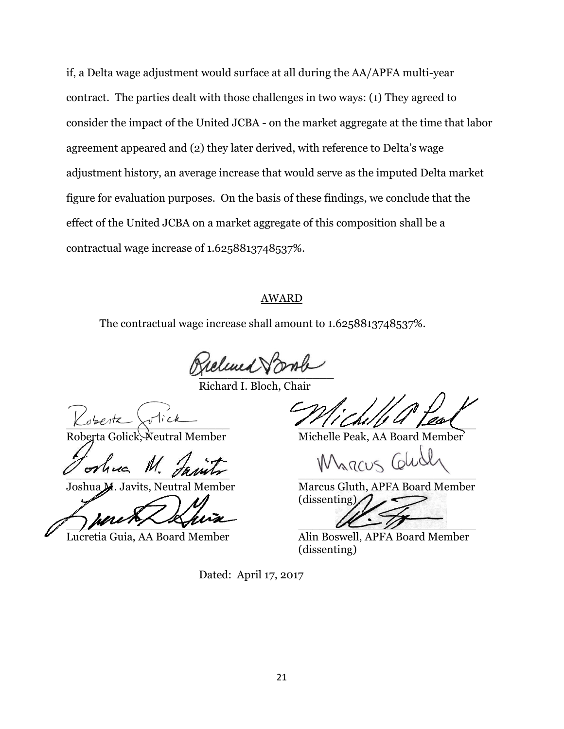if, a Delta wage adjustment would surface at all during the AA/APFA multi-year contract. The parties dealt with those challenges in two ways: (1) They agreed to consider the impact of the United JCBA - on the market aggregate at the time that labor agreement appeared and (2) they later derived, with reference to Delta's wage adjustment history, an average increase that would serve as the imputed Delta market figure for evaluation purposes. On the basis of these findings, we conclude that the effect of the United JCBA on a market aggregate of this composition shall be a contractual wage increase of 1.6258813748537%.

## AWARD

The contractual wage increase shall amount to 1.6258813748537%.

Richard I. Bloch, Chair

Roberta Golick, Neutral Member

Michelle Peak, AA Board Member

Joshua M. Javits, Neutral Member

Marcus Gluth, APFA Board Member (dissenting)

Lucretia Guia, AA Board Member

Alin Boswell, APFA Board Member (dissenting)

Dated: April 17, 2017